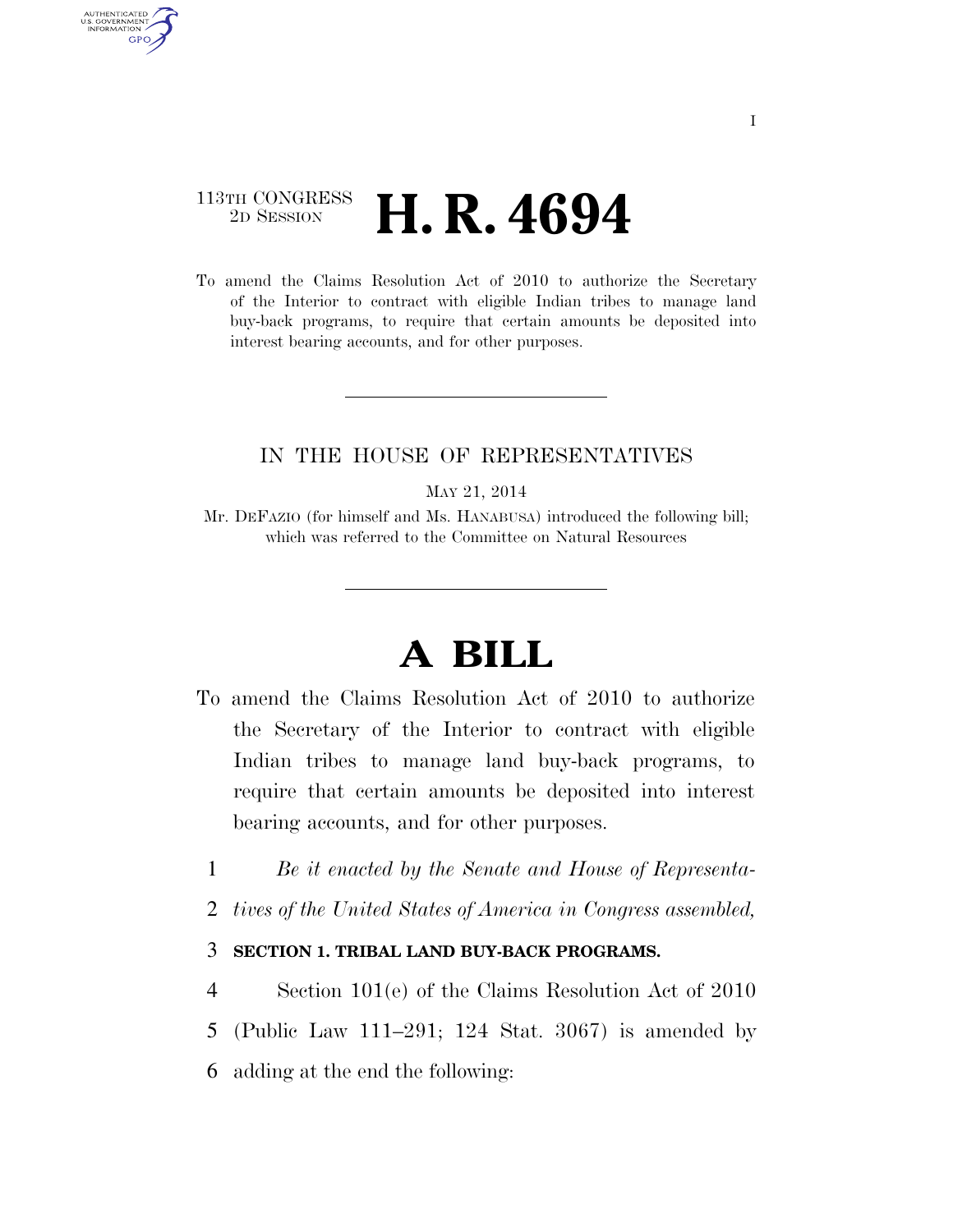113TH CONGRESS
2D SESSION

# H. R. 4694

To amend the Claims Resolution Act of 2010 to authorize the Secretary of the Interior to contract with eligible Indian tribes to manage land buy-back programs, to require that certain amounts be deposited into interest bearing accounts, and for other purposes.

IN THE HOUSE OF REPRESENTATIVES

MAY 21, 2014

Mr. DEFAZIO (for himself and Ms. HANABUSA) introduced the following bill; which was referred to the Committee on Natural Resources

# A BILL

To amend the Claims Resolution Act of 2010 to authorize the Secretary of the Interior to contract with eligible Indian tribes to manage land buy-back programs, to require that certain amounts be deposited into interest bearing accounts, and for other purposes.

1 *Be it enacted by the Senate and House of Representa-*
2 *tives of the United States of America in Congress assembled,*

3 **SECTION 1. TRIBAL LAND BUY-BACK PROGRAMS.**

4 Section 101(e) of the Claims Resolution Act of 2010
5 (Public Law 111–291; 124 Stat. 3067) is amended by
6 adding at the end the following: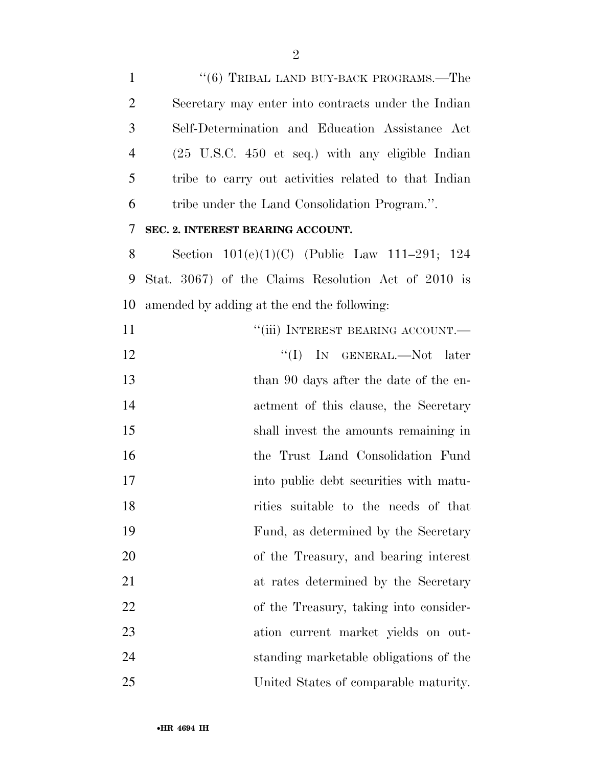"(6) TRIBAL LAND BUY-BACK PROGRAMS.—The Secretary may enter into contracts under the Indian Self-Determination and Education Assistance Act (25 U.S.C. 450 et seq.) with any eligible Indian tribe to carry out activities related to that Indian tribe under the Land Consolidation Program.".

**SEC. 2. INTEREST BEARING ACCOUNT.**

Section 101(e)(1)(C) (Public Law 111–291; 124 Stat. 3067) of the Claims Resolution Act of 2010 is amended by adding at the end the following:

"(iii) INTEREST BEARING ACCOUNT.—

"(I) IN GENERAL.—Not later than 90 days after the date of the enactment of this clause, the Secretary shall invest the amounts remaining in the Trust Land Consolidation Fund into public debt securities with maturities suitable to the needs of that Fund, as determined by the Secretary of the Treasury, and bearing interest at rates determined by the Secretary of the Treasury, taking into consideration current market yields on outstanding marketable obligations of the United States of comparable maturity.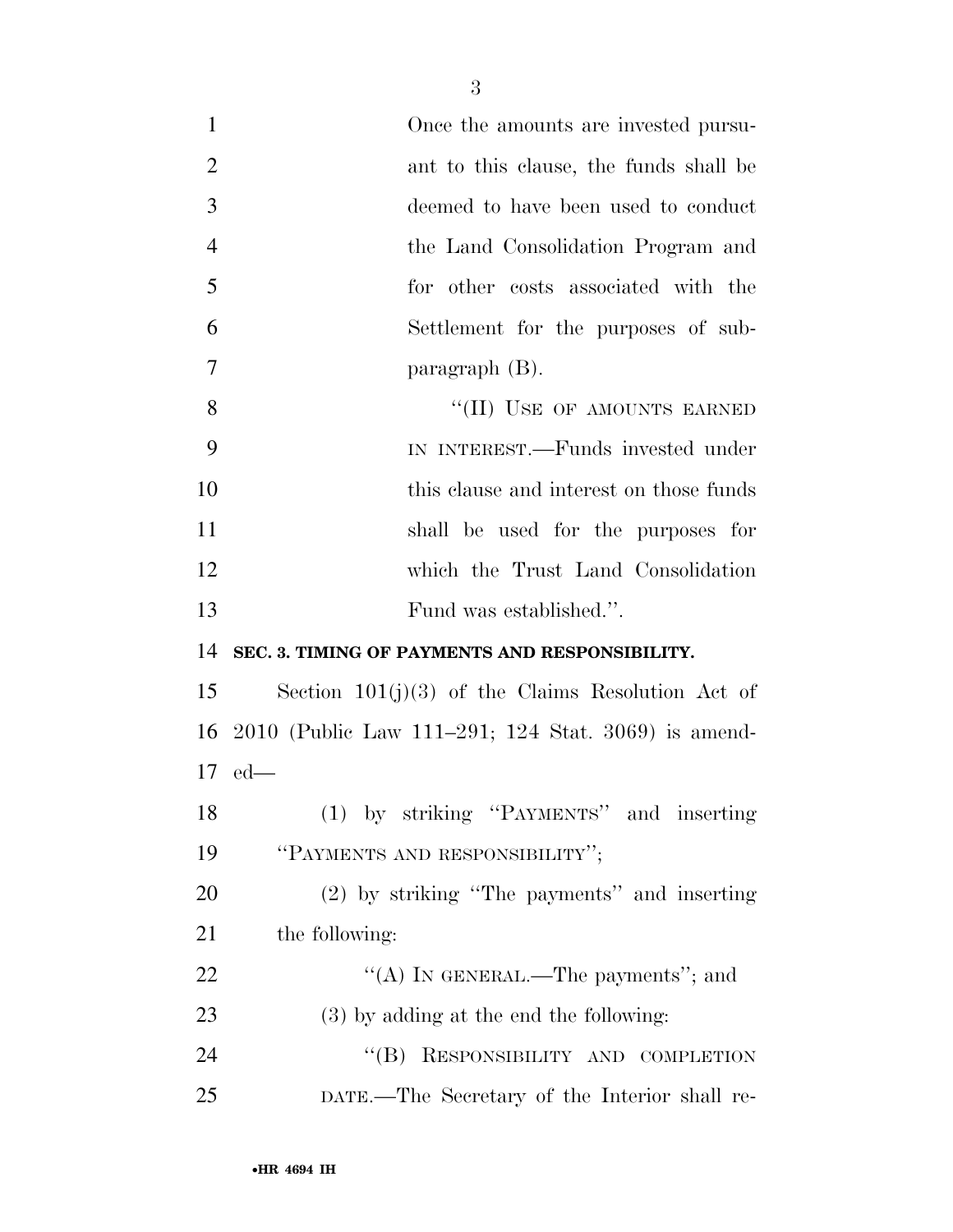Once the amounts are invested pursuant to this clause, the funds shall be deemed to have been used to conduct the Land Consolidation Program and for other costs associated with the Settlement for the purposes of subparagraph (B).

"(II) USE OF AMOUNTS EARNED IN INTEREST.—Funds invested under this clause and interest on those funds shall be used for the purposes for which the Trust Land Consolidation Fund was established.".

**SEC. 3. TIMING OF PAYMENTS AND RESPONSIBILITY.**

Section 101(j)(3) of the Claims Resolution Act of 2010 (Public Law 111–291; 124 Stat. 3069) is amended—

(1) by striking "PAYMENTS" and inserting "PAYMENTS AND RESPONSIBILITY";

(2) by striking "The payments" and inserting the following:

"(A) IN GENERAL.—The payments"; and

(3) by adding at the end the following:

"(B) RESPONSIBILITY AND COMPLETION DATE.—The Secretary of the Interior shall re-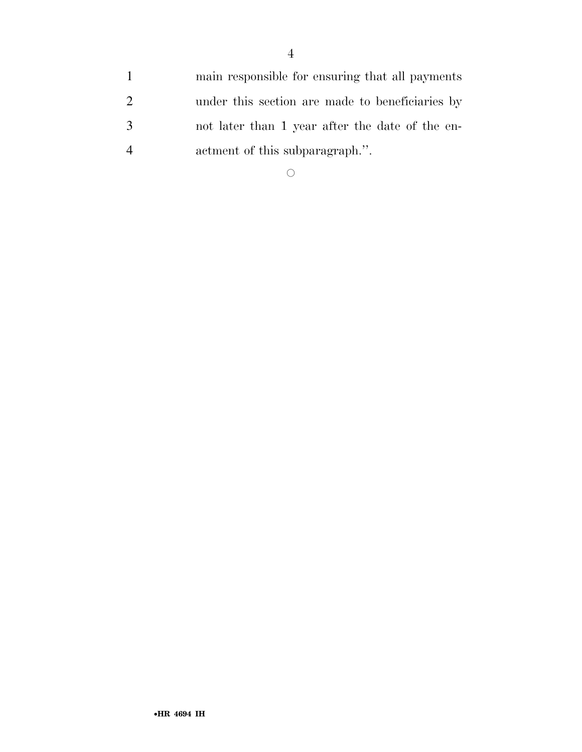main responsible for ensuring that all payments under this section are made to beneficiaries by not later than 1 year after the date of the enactment of this subparagraph.''.